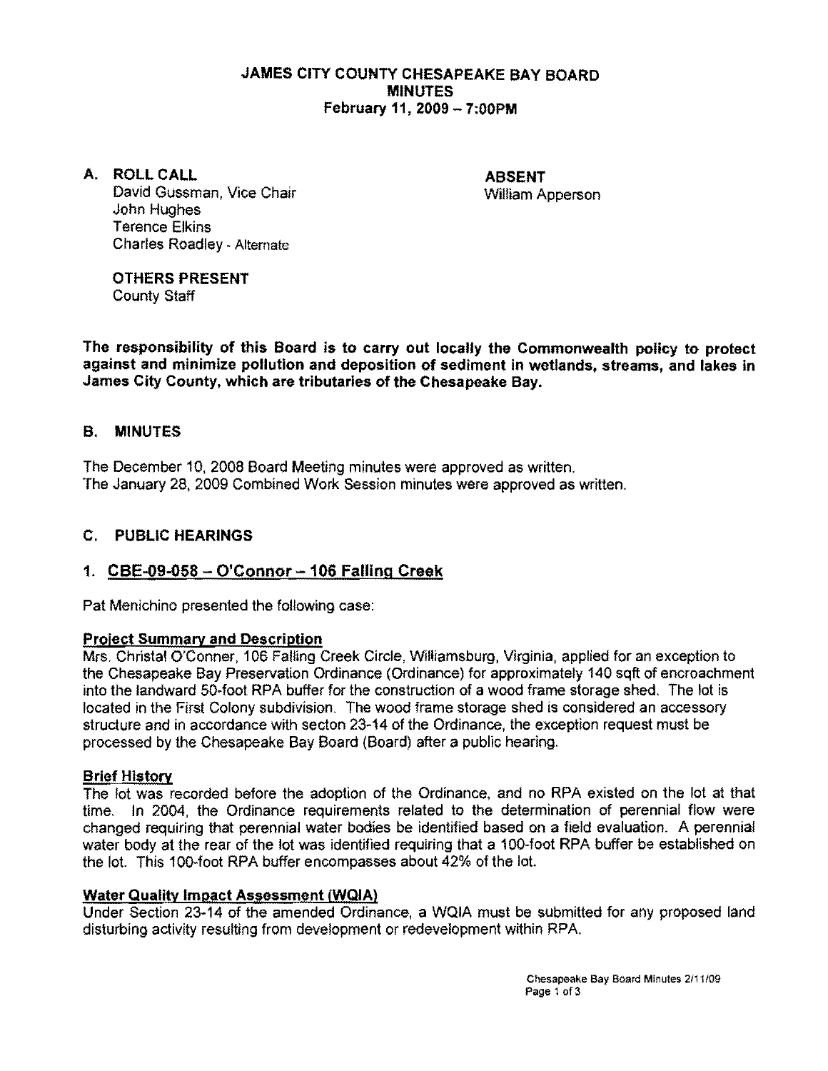# JAMES CITY COUNTY CHESAPEAKE BAY BOARD
## MINUTES
### February 11, 2009 – 7:00PM

**A. ROLL CALL**

David Gussman, Vice Chair
John Hughes
Terence Elkins
Charles Roadley - Alternate

**ABSENT**

William Apperson

**OTHERS PRESENT**

County Staff

**The responsibility of this Board is to carry out locally the Commonwealth policy to protect against and minimize pollution and deposition of sediment in wetlands, streams, and lakes in James City County, which are tributaries of the Chesapeake Bay.**

**B. MINUTES**

The December 10, 2008 Board Meeting minutes were approved as written.
The January 28, 2009 Combined Work Session minutes were approved as written.

**C. PUBLIC HEARINGS**

**1. CBE-09-058 – O'Connor – 106 Falling Creek**

Pat Menichino presented the following case:

**Project Summary and Description**

Mrs. Christal O'Conner, 106 Falling Creek Circle, Williamsburg, Virginia, applied for an exception to the Chesapeake Bay Preservation Ordinance (Ordinance) for approximately 140 sqft of encroachment into the landward 50-foot RPA buffer for the construction of a wood frame storage shed. The lot is located in the First Colony subdivision. The wood frame storage shed is considered an accessory structure and in accordance with secton 23-14 of the Ordinance, the exception request must be processed by the Chesapeake Bay Board (Board) after a public hearing.

**Brief History**

The lot was recorded before the adoption of the Ordinance, and no RPA existed on the lot at that time. In 2004, the Ordinance requirements related to the determination of perennial flow were changed requiring that perennial water bodies be identified based on a field evaluation. A perennial water body at the rear of the lot was identified requiring that a 100-foot RPA buffer be established on the lot. This 100-foot RPA buffer encompasses about 42% of the lot.

**Water Quality Impact Assessment (WQIA)**

Under Section 23-14 of the amended Ordinance, a WQIA must be submitted for any proposed land disturbing activity resulting from development or redevelopment within RPA.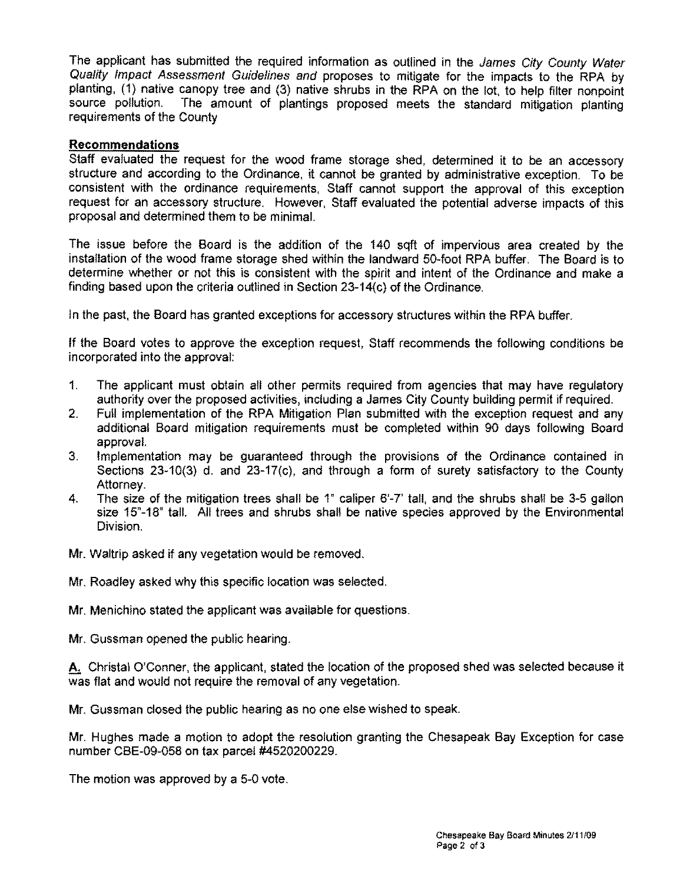The applicant has submitted the required information as outlined in the *James City County Water Quality Impact Assessment Guidelines and* proposes to mitigate for the impacts to the RPA by planting, (1) native canopy tree and (3) native shrubs in the RPA on the lot, to help filter nonpoint source pollution. The amount of plantings proposed meets the standard mitigation planting requirements of the County

**Recommendations**

Staff evaluated the request for the wood frame storage shed, determined it to be an accessory structure and according to the Ordinance, it cannot be granted by administrative exception. To be consistent with the ordinance requirements, Staff cannot support the approval of this exception request for an accessory structure. However, Staff evaluated the potential adverse impacts of this proposal and determined them to be minimal.

The issue before the Board is the addition of the 140 sqft of impervious area created by the installation of the wood frame storage shed within the landward 50-foot RPA buffer. The Board is to determine whether or not this is consistent with the spirit and intent of the Ordinance and make a finding based upon the criteria outlined in Section 23-14(c) of the Ordinance.

In the past, the Board has granted exceptions for accessory structures within the RPA buffer.

If the Board votes to approve the exception request, Staff recommends the following conditions be incorporated into the approval:

1. The applicant must obtain all other permits required from agencies that may have regulatory authority over the proposed activities, including a James City County building permit if required.
2. Full implementation of the RPA Mitigation Plan submitted with the exception request and any additional Board mitigation requirements must be completed within 90 days following Board approval.
3. Implementation may be guaranteed through the provisions of the Ordinance contained in Sections 23-10(3) d. and 23-17(c), and through a form of surety satisfactory to the County Attorney.
4. The size of the mitigation trees shall be 1" caliper 6'-7' tall, and the shrubs shall be 3-5 gallon size 15"-18" tall. All trees and shrubs shall be native species approved by the Environmental Division.

Mr. Waltrip asked if any vegetation would be removed.

Mr. Roadley asked why this specific location was selected.

Mr. Menichino stated the applicant was available for questions.

Mr. Gussman opened the public hearing.

A. Christal O'Conner, the applicant, stated the location of the proposed shed was selected because it was flat and would not require the removal of any vegetation.

Mr. Gussman closed the public hearing as no one else wished to speak.

Mr. Hughes made a motion to adopt the resolution granting the Chesapeak Bay Exception for case number CBE-09-058 on tax parcel #4520200229.

The motion was approved by a 5-0 vote.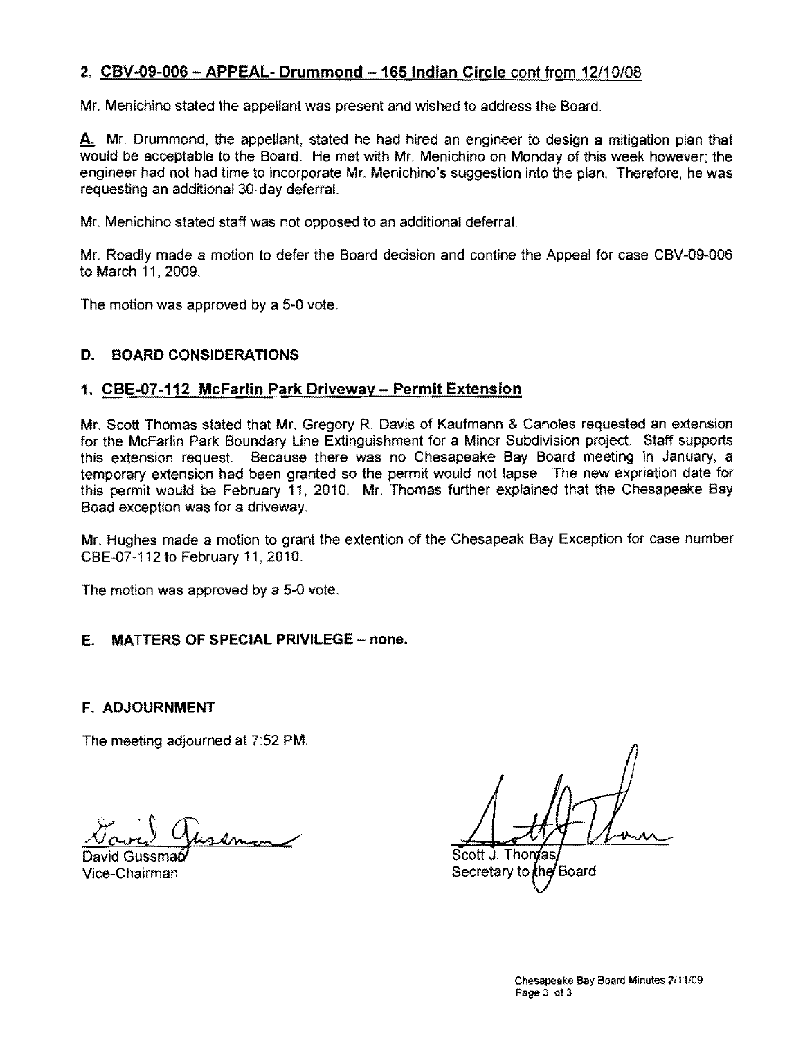## 2. CBV-09-006 – APPEAL- Drummond – 165 Indian Circle cont from 12/10/08

Mr. Menichino stated the appellant was present and wished to address the Board.

**A.** Mr. Drummond, the appellant, stated he had hired an engineer to design a mitigation plan that would be acceptable to the Board. He met with Mr. Menichino on Monday of this week however; the engineer had not had time to incorporate Mr. Menichino's suggestion into the plan. Therefore, he was requesting an additional 30-day deferral.

Mr. Menichino stated staff was not opposed to an additional deferral.

Mr. Roadly made a motion to defer the Board decision and contine the Appeal for case CBV-09-006 to March 11, 2009.

The motion was approved by a 5-0 vote.

## D. BOARD CONSIDERATIONS

## 1. CBE-07-112 McFarlin Park Driveway – Permit Extension

Mr. Scott Thomas stated that Mr. Gregory R. Davis of Kaufmann & Canoles requested an extension for the McFarlin Park Boundary Line Extinguishment for a Minor Subdivision project. Staff supports this extension request. Because there was no Chesapeake Bay Board meeting in January, a temporary extension had been granted so the permit would not lapse. The new expriation date for this permit would be February 11, 2010. Mr. Thomas further explained that the Chesapeake Bay Boad exception was for a driveway.

Mr. Hughes made a motion to grant the extention of the Chesapeak Bay Exception for case number CBE-07-112 to February 11, 2010.

The motion was approved by a 5-0 vote.

## E. MATTERS OF SPECIAL PRIVILEGE – none.

## F. ADJOURNMENT

The meeting adjourned at 7:52 PM.

David Gussman
Vice-Chairman

Scott J. Thomas
Secretary to the Board